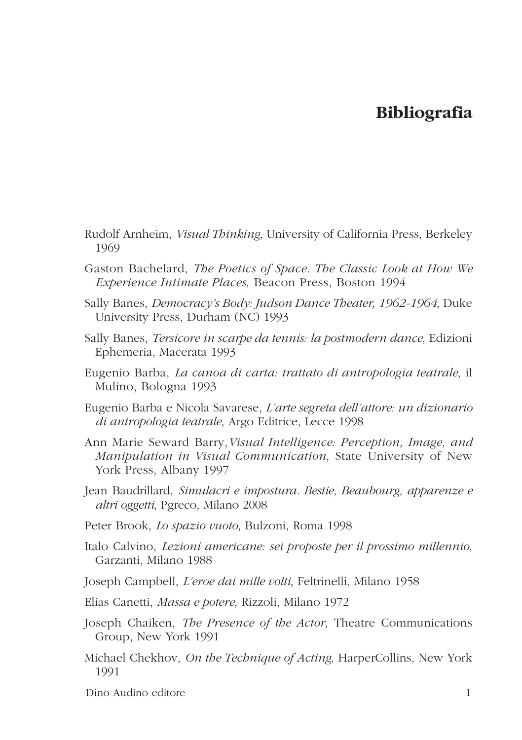# Bibliografia

Rudolf Arnheim, *Visual Thinking*, University of California Press, Berkeley 1969

Gaston Bachelard, *The Poetics of Space. The Classic Look at How We Experience Intimate Places*, Beacon Press, Boston 1994

Sally Banes, *Democracy's Body: Judson Dance Theater, 1962-1964*, Duke University Press, Durham (NC) 1993

Sally Banes, *Tersicore in scarpe da tennis: la postmodern dance*, Edizioni Ephemeria, Macerata 1993

Eugenio Barba, *La canoa di carta: trattato di antropologia teatrale*, il Mulino, Bologna 1993

Eugenio Barba e Nicola Savarese, *L'arte segreta dell'attore: un dizionario di antropologia teatrale*, Argo Editrice, Lecce 1998

Ann Marie Seward Barry, *Visual Intelligence: Perception, Image, and Manipulation in Visual Communication*, State University of New York Press, Albany 1997

Jean Baudrillard, *Simulacri e impostura. Bestie, Beaubourg, apparenze e altri oggetti*, Pgreco, Milano 2008

Peter Brook, *Lo spazio vuoto*, Bulzoni, Roma 1998

Italo Calvino, *Lezioni americane: sei proposte per il prossimo millennio*, Garzanti, Milano 1988

Joseph Campbell, *L'eroe dai mille volti*, Feltrinelli, Milano 1958

Elias Canetti, *Massa e potere*, Rizzoli, Milano 1972

Joseph Chaiken, *The Presence of the Actor*, Theatre Communications Group, New York 1991

Michael Chekhov, *On the Technique of Acting*, HarperCollins, New York 1991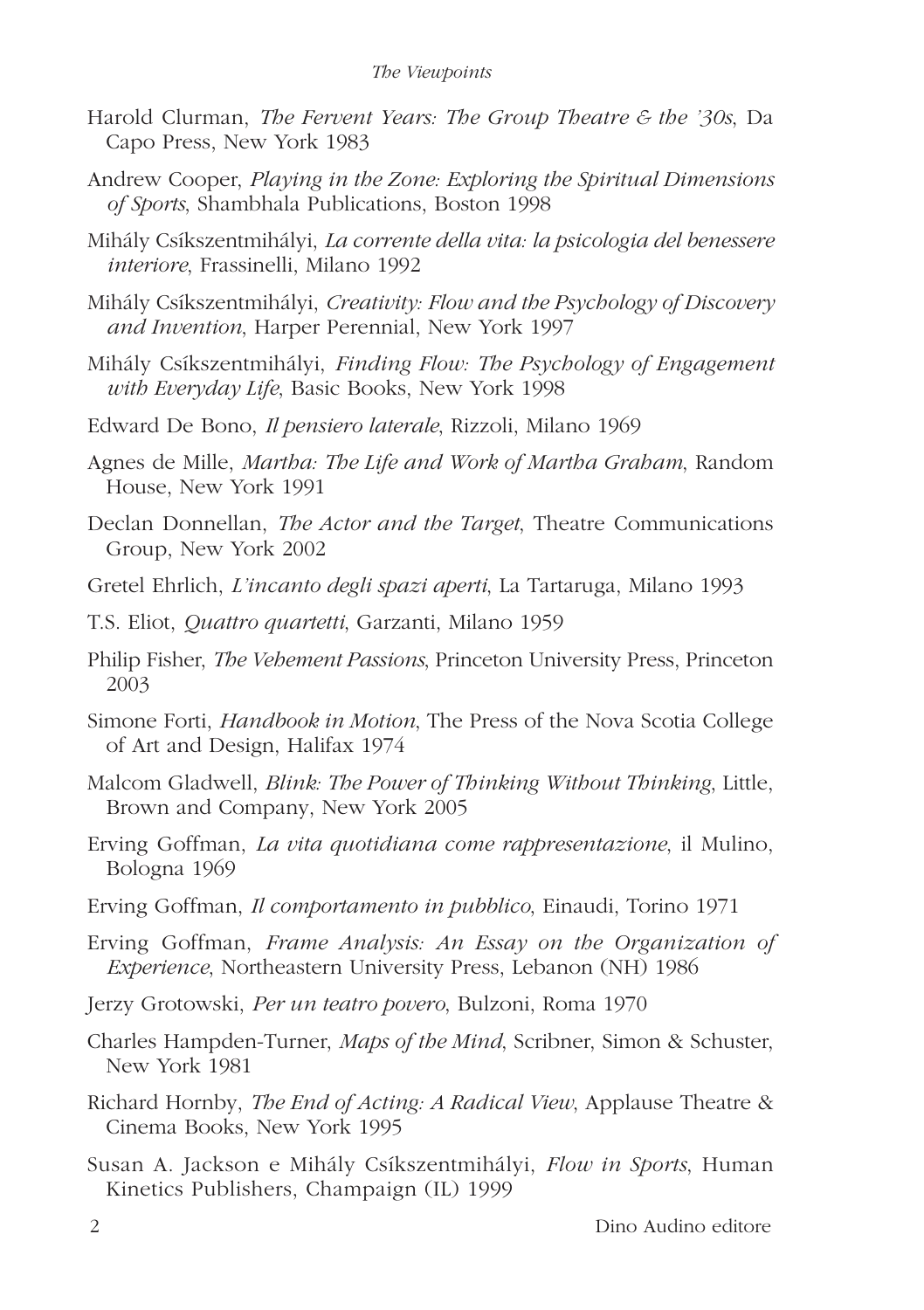Harold Clurman, *The Fervent Years: The Group Theatre & the '30s*, Da Capo Press, New York 1983

Andrew Cooper, *Playing in the Zone: Exploring the Spiritual Dimensions of Sports*, Shambhala Publications, Boston 1998

Mihály Csíkszentmihályi, *La corrente della vita: la psicologia del benessere interiore*, Frassinelli, Milano 1992

Mihály Csíkszentmihályi, *Creativity: Flow and the Psychology of Discovery and Invention*, Harper Perennial, New York 1997

Mihály Csíkszentmihályi, *Finding Flow: The Psychology of Engagement with Everyday Life*, Basic Books, New York 1998

Edward De Bono, *Il pensiero laterale*, Rizzoli, Milano 1969

Agnes de Mille, *Martha: The Life and Work of Martha Graham*, Random House, New York 1991

Declan Donnellan, *The Actor and the Target*, Theatre Communications Group, New York 2002

Gretel Ehrlich, *L'incanto degli spazi aperti*, La Tartaruga, Milano 1993

T.S. Eliot, *Quattro quartetti*, Garzanti, Milano 1959

Philip Fisher, *The Vehement Passions*, Princeton University Press, Princeton 2003

Simone Forti, *Handbook in Motion*, The Press of the Nova Scotia College of Art and Design, Halifax 1974

Malcom Gladwell, *Blink: The Power of Thinking Without Thinking*, Little, Brown and Company, New York 2005

Erving Goffman, *La vita quotidiana come rappresentazione*, il Mulino, Bologna 1969

Erving Goffman, *Il comportamento in pubblico*, Einaudi, Torino 1971

Erving Goffman, *Frame Analysis: An Essay on the Organization of Experience*, Northeastern University Press, Lebanon (NH) 1986

Jerzy Grotowski, *Per un teatro povero*, Bulzoni, Roma 1970

Charles Hampden-Turner, *Maps of the Mind*, Scribner, Simon & Schuster, New York 1981

Richard Hornby, *The End of Acting: A Radical View*, Applause Theatre & Cinema Books, New York 1995

Susan A. Jackson e Mihály Csíkszentmihályi, *Flow in Sports*, Human Kinetics Publishers, Champaign (IL) 1999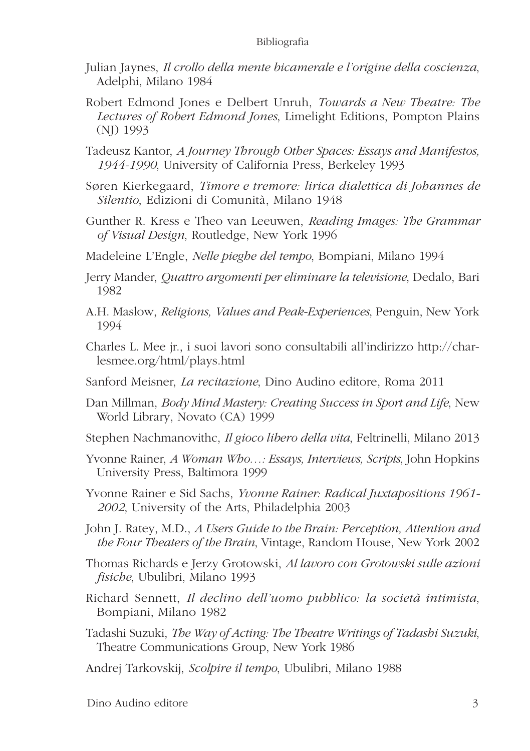Julian Jaynes, *Il crollo della mente bicamerale e l'origine della coscienza*, Adelphi, Milano 1984

Robert Edmond Jones e Delbert Unruh, *Towards a New Theatre: The Lectures of Robert Edmond Jones*, Limelight Editions, Pompton Plains (NJ) 1993

Tadeusz Kantor, *A Journey Through Other Spaces: Essays and Manifestos, 1944-1990*, University of California Press, Berkeley 1993

Søren Kierkegaard, *Timore e tremore: lirica dialettica di Johannes de Silentio*, Edizioni di Comunità, Milano 1948

Gunther R. Kress e Theo van Leeuwen, *Reading Images: The Grammar of Visual Design*, Routledge, New York 1996

Madeleine L'Engle, *Nelle pieghe del tempo*, Bompiani, Milano 1994

Jerry Mander, *Quattro argomenti per eliminare la televisione*, Dedalo, Bari 1982

A.H. Maslow, *Religions, Values and Peak-Experiences*, Penguin, New York 1994

Charles L. Mee jr., i suoi lavori sono consultabili all'indirizzo http://charlesmee.org/html/plays.html

Sanford Meisner, *La recitazione*, Dino Audino editore, Roma 2011

Dan Millman, *Body Mind Mastery: Creating Success in Sport and Life*, New World Library, Novato (CA) 1999

Stephen Nachmanovithc, *Il gioco libero della vita*, Feltrinelli, Milano 2013

Yvonne Rainer, *A Woman Who…: Essays, Interviews, Scripts*, John Hopkins University Press, Baltimora 1999

Yvonne Rainer e Sid Sachs, *Yvonne Rainer: Radical Juxtapositions 1961-2002*, University of the Arts, Philadelphia 2003

John J. Ratey, M.D., *A Users Guide to the Brain: Perception, Attention and the Four Theaters of the Brain*, Vintage, Random House, New York 2002

Thomas Richards e Jerzy Grotowski, *Al lavoro con Grotowski sulle azioni fisiche*, Ubulibri, Milano 1993

Richard Sennett, *Il declino dell'uomo pubblico: la società intimista*, Bompiani, Milano 1982

Tadashi Suzuki, *The Way of Acting: The Theatre Writings of Tadashi Suzuki*, Theatre Communications Group, New York 1986

Andrej Tarkovskij, *Scolpire il tempo*, Ubulibri, Milano 1988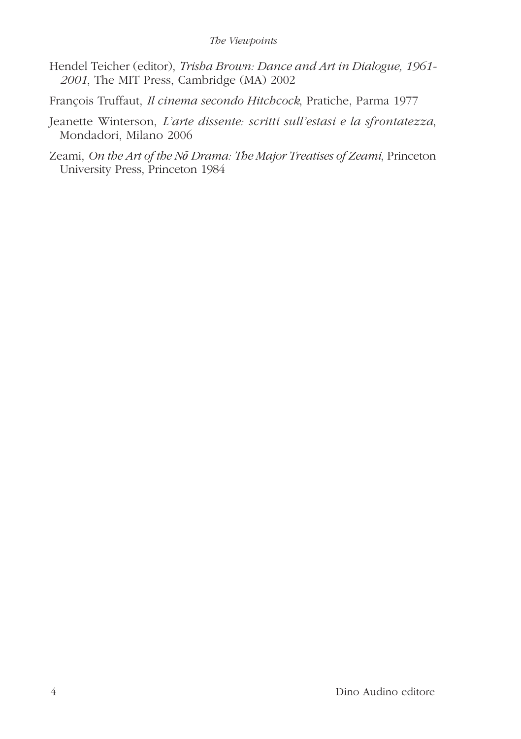Hendel Teicher (editor), *Trisha Brown: Dance and Art in Dialogue, 1961-2001*, The MIT Press, Cambridge (MA) 2002

François Truffaut, *Il cinema secondo Hitchcock*, Pratiche, Parma 1977

Jeanette Winterson, *L'arte dissente: scritti sull'estasi e la sfrontatezza*, Mondadori, Milano 2006

Zeami, *On the Art of the Nō Drama: The Major Treatises of Zeami*, Princeton University Press, Princeton 1984